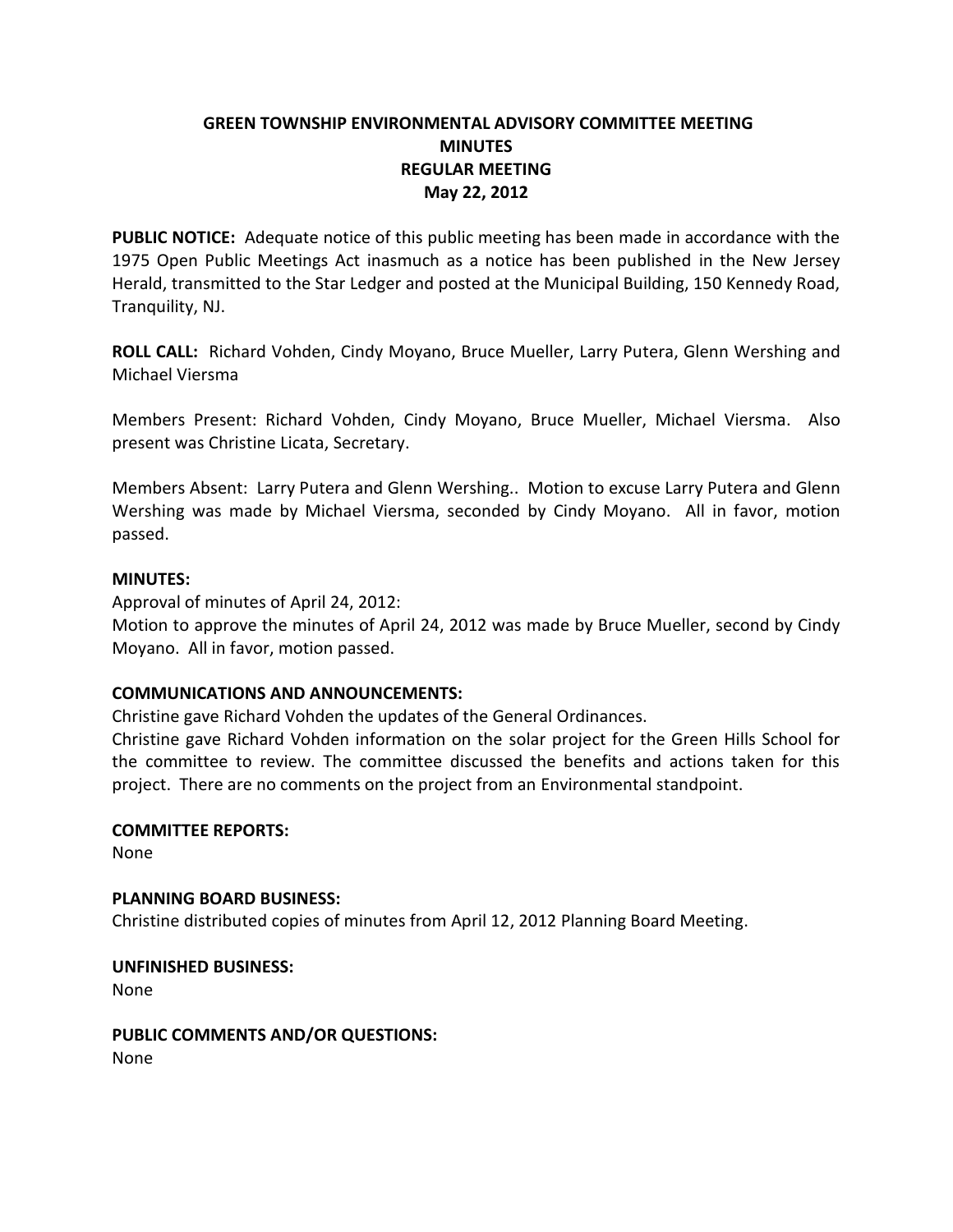# GREEN TOWNSHIP ENVIRONMENTAL ADVISORY COMMITTEE MEETING
## MINUTES
## REGULAR MEETING
## May 22, 2012

**PUBLIC NOTICE:** Adequate notice of this public meeting has been made in accordance with the 1975 Open Public Meetings Act inasmuch as a notice has been published in the New Jersey Herald, transmitted to the Star Ledger and posted at the Municipal Building, 150 Kennedy Road, Tranquility, NJ.

**ROLL CALL:** Richard Vohden, Cindy Moyano, Bruce Mueller, Larry Putera, Glenn Wershing and Michael Viersma

Members Present: Richard Vohden, Cindy Moyano, Bruce Mueller, Michael Viersma. Also present was Christine Licata, Secretary.

Members Absent: Larry Putera and Glenn Wershing.. Motion to excuse Larry Putera and Glenn Wershing was made by Michael Viersma, seconded by Cindy Moyano. All in favor, motion passed.

**MINUTES:**

Approval of minutes of April 24, 2012:

Motion to approve the minutes of April 24, 2012 was made by Bruce Mueller, second by Cindy Moyano. All in favor, motion passed.

**COMMUNICATIONS AND ANNOUNCEMENTS:**

Christine gave Richard Vohden the updates of the General Ordinances.

Christine gave Richard Vohden information on the solar project for the Green Hills School for the committee to review. The committee discussed the benefits and actions taken for this project. There are no comments on the project from an Environmental standpoint.

**COMMITTEE REPORTS:**

None

**PLANNING BOARD BUSINESS:**

Christine distributed copies of minutes from April 12, 2012 Planning Board Meeting.

**UNFINISHED BUSINESS:**

None

**PUBLIC COMMENTS AND/OR QUESTIONS:**

None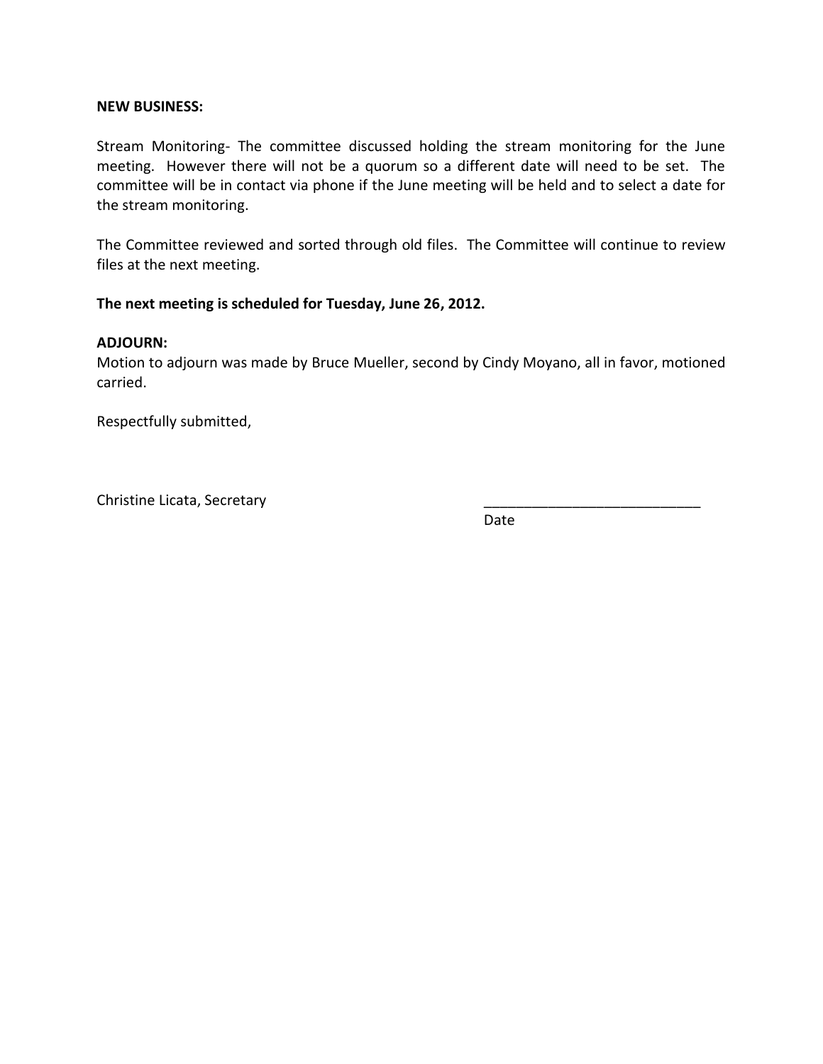**NEW BUSINESS:**

Stream Monitoring- The committee discussed holding the stream monitoring for the June meeting. However there will not be a quorum so a different date will need to be set. The committee will be in contact via phone if the June meeting will be held and to select a date for the stream monitoring.

The Committee reviewed and sorted through old files. The Committee will continue to review files at the next meeting.

**The next meeting is scheduled for Tuesday, June 26, 2012.**

**ADJOURN:**
Motion to adjourn was made by Bruce Mueller, second by Cindy Moyano, all in favor, motioned carried.

Respectfully submitted,

Christine Licata, Secretary ___________________________

Date